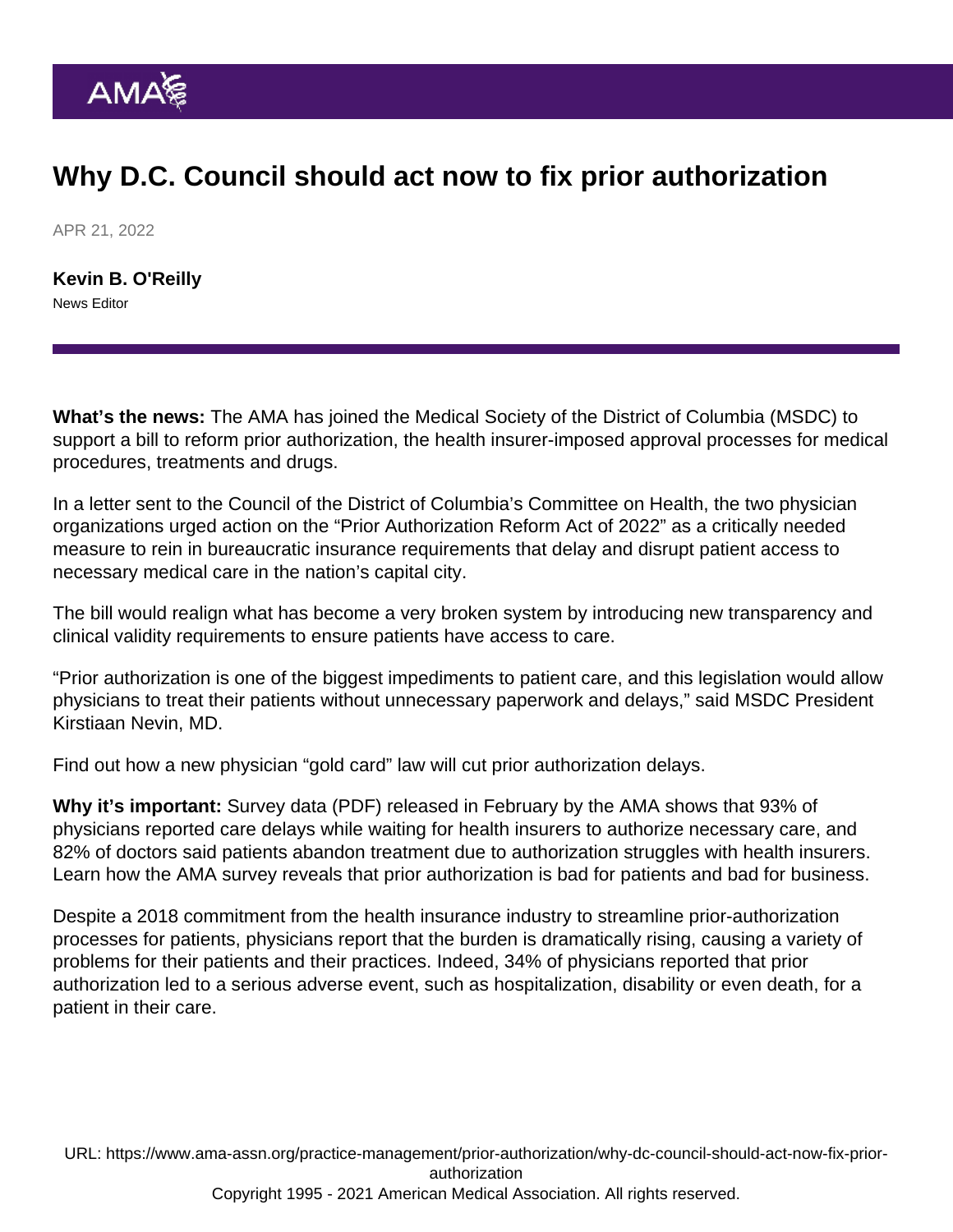# Why D.C. Council should act now to fix prior authorization

APR 21, 2022

**Kevin B. O'Reilly**
News Editor

**What's the news:** The AMA has joined the Medical Society of the District of Columbia (MSDC) to support a bill to reform prior authorization, the health insurer-imposed approval processes for medical procedures, treatments and drugs.

In a letter sent to the Council of the District of Columbia's Committee on Health, the two physician organizations urged action on the "Prior Authorization Reform Act of 2022" as a critically needed measure to rein in bureaucratic insurance requirements that delay and disrupt patient access to necessary medical care in the nation's capital city.

The bill would realign what has become a very broken system by introducing new transparency and clinical validity requirements to ensure patients have access to care.

"Prior authorization is one of the biggest impediments to patient care, and this legislation would allow physicians to treat their patients without unnecessary paperwork and delays," said MSDC President Kirstiaan Nevin, MD.

Find out how a new physician "gold card" law will cut prior authorization delays.

**Why it's important:** Survey data (PDF) released in February by the AMA shows that 93% of physicians reported care delays while waiting for health insurers to authorize necessary care, and 82% of doctors said patients abandon treatment due to authorization struggles with health insurers. Learn how the AMA survey reveals that prior authorization is bad for patients and bad for business.

Despite a 2018 commitment from the health insurance industry to streamline prior-authorization processes for patients, physicians report that the burden is dramatically rising, causing a variety of problems for their patients and their practices. Indeed, 34% of physicians reported that prior authorization led to a serious adverse event, such as hospitalization, disability or even death, for a patient in their care.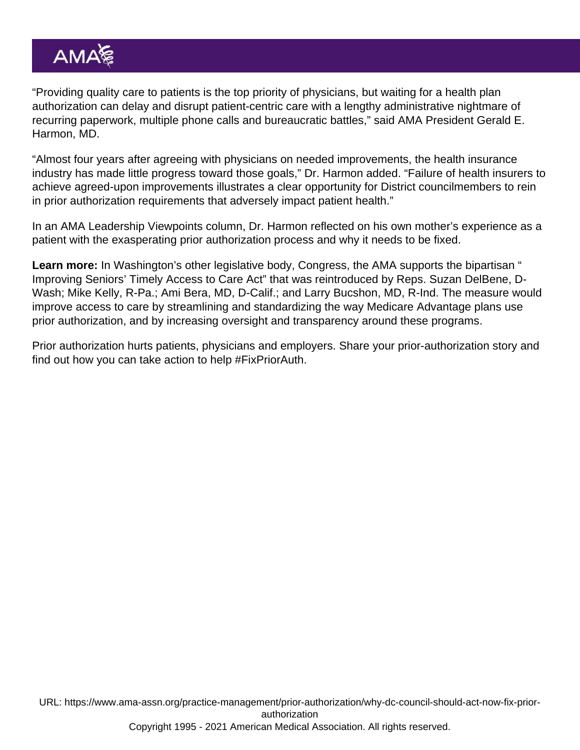"Providing quality care to patients is the top priority of physicians, but waiting for a health plan authorization can delay and disrupt patient-centric care with a lengthy administrative nightmare of recurring paperwork, multiple phone calls and bureaucratic battles," said AMA President Gerald E. Harmon, MD.

"Almost four years after agreeing with physicians on needed improvements, the health insurance industry has made little progress toward those goals," Dr. Harmon added. "Failure of health insurers to achieve agreed-upon improvements illustrates a clear opportunity for District councilmembers to rein in prior authorization requirements that adversely impact patient health."

In an AMA Leadership Viewpoints column, Dr. Harmon reflected on his own mother's experience as a patient with the exasperating prior authorization process and why it needs to be fixed.

**Learn more:** In Washington's other legislative body, Congress, the AMA supports the bipartisan "Improving Seniors' Timely Access to Care Act" that was reintroduced by Reps. Suzan DelBene, D-Wash; Mike Kelly, R-Pa.; Ami Bera, MD, D-Calif.; and Larry Bucshon, MD, R-Ind. The measure would improve access to care by streamlining and standardizing the way Medicare Advantage plans use prior authorization, and by increasing oversight and transparency around these programs.

Prior authorization hurts patients, physicians and employers. Share your prior-authorization story and find out how you can take action to help #FixPriorAuth.